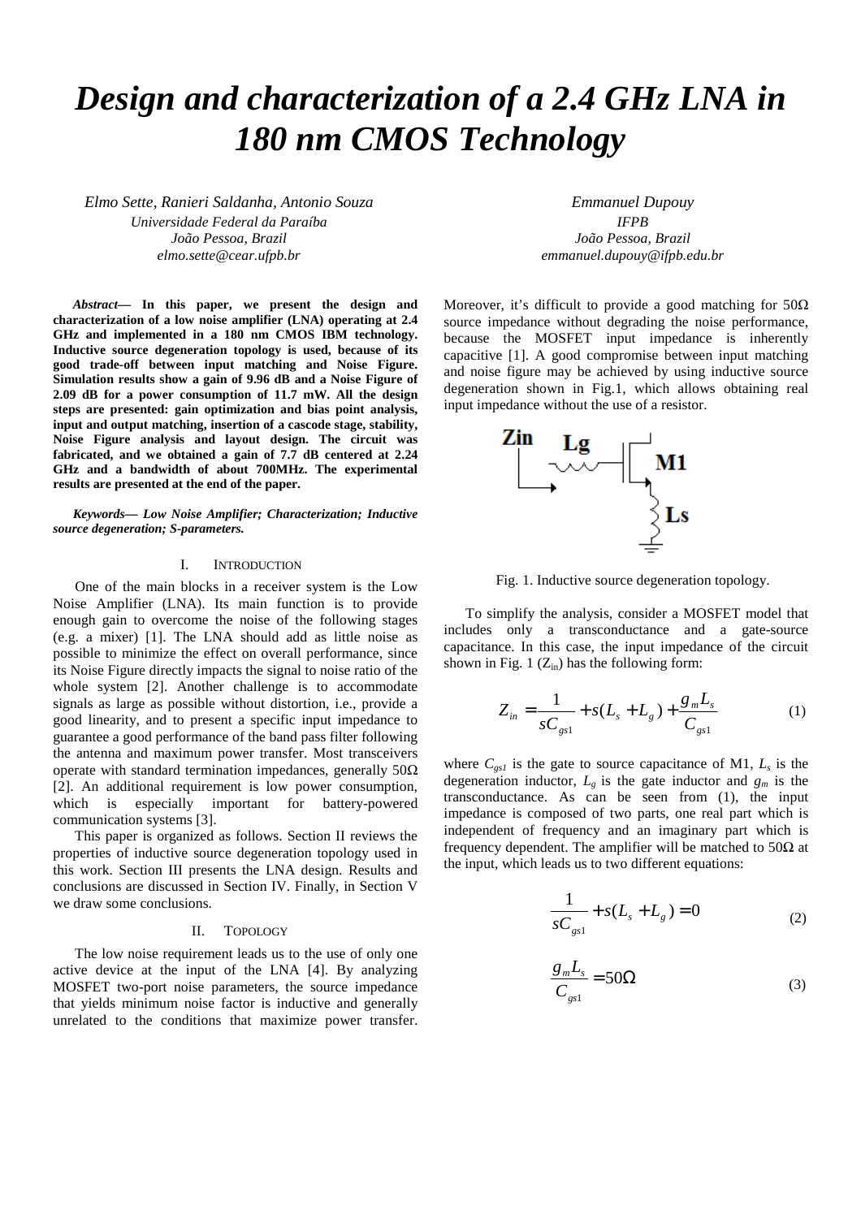# Design and characterization of a 2.4 GHz LNA in 180 nm CMOS Technology

*Elmo Sette, Ranieri Saldanha, Antonio Souza*
*Universidade Federal da Paraíba*
*João Pessoa, Brazil*
*elmo.sette@cear.ufpb.br*

*Emmanuel Dupouy*
*IFPB*
*João Pessoa, Brazil*
*emmanuel.dupouy@ifpb.edu.br*

***Abstract*— In this paper, we present the design and characterization of a low noise amplifier (LNA) operating at 2.4 GHz and implemented in a 180 nm CMOS IBM technology. Inductive source degeneration topology is used, because of its good trade-off between input matching and Noise Figure. Simulation results show a gain of 9.96 dB and a Noise Figure of 2.09 dB for a power consumption of 11.7 mW. All the design steps are presented: gain optimization and bias point analysis, input and output matching, insertion of a cascode stage, stability, Noise Figure analysis and layout design. The circuit was fabricated, and we obtained a gain of 7.7 dB centered at 2.24 GHz and a bandwidth of about 700MHz. The experimental results are presented at the end of the paper.**

***Keywords*— *Low Noise Amplifier; Characterization; Inductive source degeneration; S-parameters.***

## I. Introduction

One of the main blocks in a receiver system is the Low Noise Amplifier (LNA). Its main function is to provide enough gain to overcome the noise of the following stages (e.g. a mixer) [1]. The LNA should add as little noise as possible to minimize the effect on overall performance, since its Noise Figure directly impacts the signal to noise ratio of the whole system [2]. Another challenge is to accommodate signals as large as possible without distortion, i.e., provide a good linearity, and to present a specific input impedance to guarantee a good performance of the band pass filter following the antenna and maximum power transfer. Most transceivers operate with standard termination impedances, generally 50Ω [2]. An additional requirement is low power consumption, which is especially important for battery-powered communication systems [3].

This paper is organized as follows. Section II reviews the properties of inductive source degeneration topology used in this work. Section III presents the LNA design. Results and conclusions are discussed in Section IV. Finally, in Section V we draw some conclusions.

## II. Topology

The low noise requirement leads us to the use of only one active device at the input of the LNA [4]. By analyzing MOSFET two-port noise parameters, the source impedance that yields minimum noise factor is inductive and generally unrelated to the conditions that maximize power transfer. Moreover, it's difficult to provide a good matching for 50Ω source impedance without degrading the noise performance, because the MOSFET input impedance is inherently capacitive [1]. A good compromise between input matching and noise figure may be achieved by using inductive source degeneration shown in Fig.1, which allows obtaining real input impedance without the use of a resistor.

Fig. 1. Inductive source degeneration topology.

To simplify the analysis, consider a MOSFET model that includes only a transconductance and a gate-source capacitance. In this case, the input impedance of the circuit shown in Fig. 1 ($Z_{in}$) has the following form:

$$Z_{in} = \frac{1}{sC_{gs1}} + s(L_s + L_g) + \frac{g_m L_s}{C_{gs1}} \tag{1}$$

where $C_{gs1}$ is the gate to source capacitance of M1, $L_s$ is the degeneration inductor, $L_g$ is the gate inductor and $g_m$ is the transconductance. As can be seen from (1), the input impedance is composed of two parts, one real part which is independent of frequency and an imaginary part which is frequency dependent. The amplifier will be matched to 50Ω at the input, which leads us to two different equations:

$$\frac{1}{sC_{gs1}} + s(L_s + L_g) = 0 \tag{2}$$

$$\frac{g_m L_s}{C_{gs1}} = 50\Omega \tag{3}$$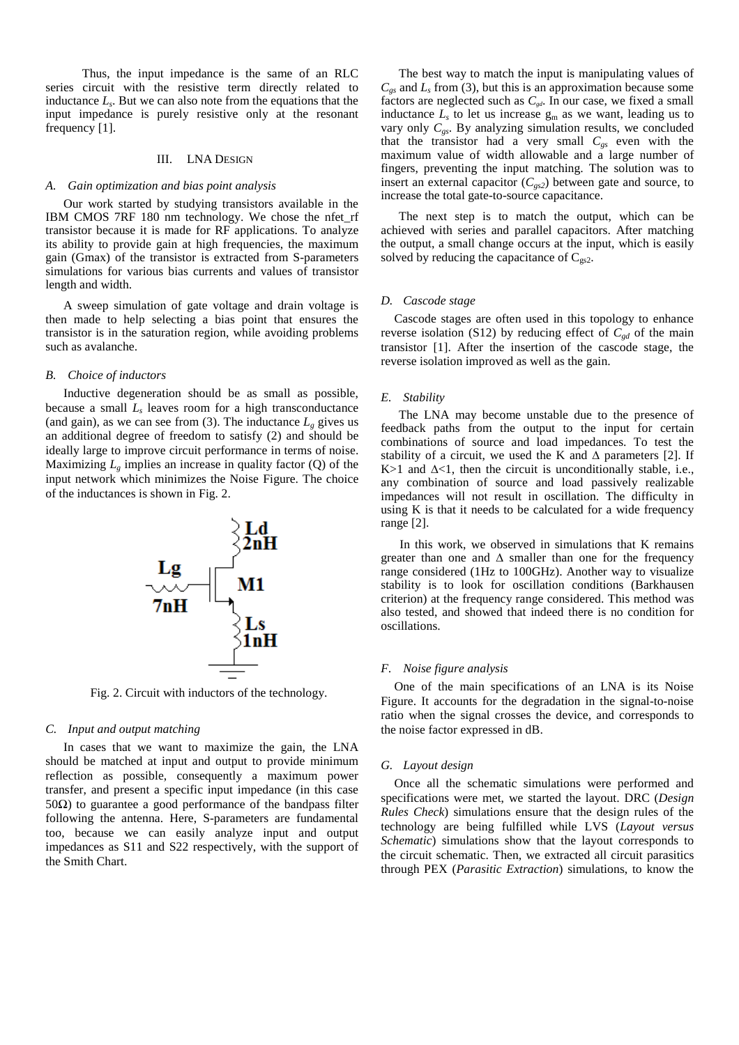Thus, the input impedance is the same of an RLC series circuit with the resistive term directly related to inductance $L_s$. But we can also note from the equations that the input impedance is purely resistive only at the resonant frequency [1].

## III. LNA Design

### *A. Gain optimization and bias point analysis*

Our work started by studying transistors available in the IBM CMOS 7RF 180 nm technology. We chose the nfet_rf transistor because it is made for RF applications. To analyze its ability to provide gain at high frequencies, the maximum gain (Gmax) of the transistor is extracted from S-parameters simulations for various bias currents and values of transistor length and width.

A sweep simulation of gate voltage and drain voltage is then made to help selecting a bias point that ensures the transistor is in the saturation region, while avoiding problems such as avalanche.

### *B. Choice of inductors*

Inductive degeneration should be as small as possible, because a small $L_s$ leaves room for a high transconductance (and gain), as we can see from (3). The inductance $L_g$ gives us an additional degree of freedom to satisfy (2) and should be ideally large to improve circuit performance in terms of noise. Maximizing $L_g$ implies an increase in quality factor (Q) of the input network which minimizes the Noise Figure. The choice of the inductances is shown in Fig. 2.

Fig. 2. Circuit with inductors of the technology.

### *C. Input and output matching*

In cases that we want to maximize the gain, the LNA should be matched at input and output to provide minimum reflection as possible, consequently a maximum power transfer, and present a specific input impedance (in this case 50Ω) to guarantee a good performance of the bandpass filter following the antenna. Here, S-parameters are fundamental too, because we can easily analyze input and output impedances as S11 and S22 respectively, with the support of the Smith Chart.

The best way to match the input is manipulating values of $C_{gs}$ and $L_s$ from (3), but this is an approximation because some factors are neglected such as $C_{gd}$. In our case, we fixed a small inductance $L_s$ to let us increase $g_m$ as we want, leading us to vary only $C_{gs}$. By analyzing simulation results, we concluded that the transistor had a very small $C_{gs}$ even with the maximum value of width allowable and a large number of fingers, preventing the input matching. The solution was to insert an external capacitor ($C_{gs2}$) between gate and source, to increase the total gate-to-source capacitance.

The next step is to match the output, which can be achieved with series and parallel capacitors. After matching the output, a small change occurs at the input, which is easily solved by reducing the capacitance of $C_{gs2}$.

### *D. Cascode stage*

Cascode stages are often used in this topology to enhance reverse isolation (S12) by reducing effect of $C_{gd}$ of the main transistor [1]. After the insertion of the cascode stage, the reverse isolation improved as well as the gain.

### *E. Stability*

The LNA may become unstable due to the presence of feedback paths from the output to the input for certain combinations of source and load impedances. To test the stability of a circuit, we used the K and Δ parameters [2]. If K>1 and Δ<1, then the circuit is unconditionally stable, i.e., any combination of source and load passively realizable impedances will not result in oscillation. The difficulty in using K is that it needs to be calculated for a wide frequency range [2].

In this work, we observed in simulations that K remains greater than one and Δ smaller than one for the frequency range considered (1Hz to 100GHz). Another way to visualize stability is to look for oscillation conditions (Barkhausen criterion) at the frequency range considered. This method was also tested, and showed that indeed there is no condition for oscillations.

### *F. Noise figure analysis*

One of the main specifications of an LNA is its Noise Figure. It accounts for the degradation in the signal-to-noise ratio when the signal crosses the device, and corresponds to the noise factor expressed in dB.

### *G. Layout design*

Once all the schematic simulations were performed and specifications were met, we started the layout. DRC (*Design Rules Check*) simulations ensure that the design rules of the technology are being fulfilled while LVS (*Layout versus Schematic*) simulations show that the layout corresponds to the circuit schematic. Then, we extracted all circuit parasitics through PEX (*Parasitic Extraction*) simulations, to know the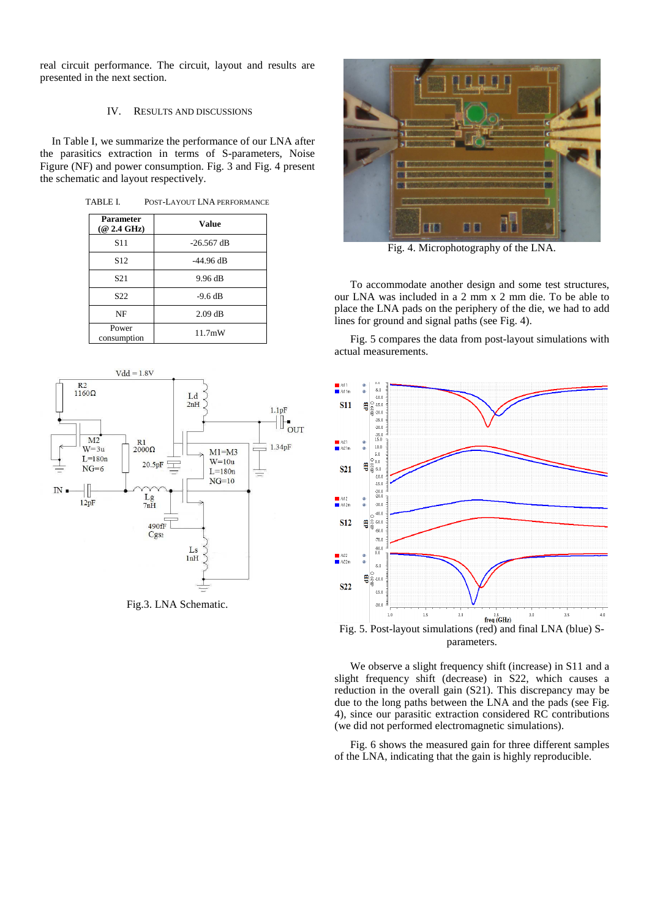real circuit performance. The circuit, layout and results are presented in the next section.

## IV. RESULTS AND DISCUSSIONS

In Table I, we summarize the performance of our LNA after the parasitics extraction in terms of S-parameters, Noise Figure (NF) and power consumption. Fig. 3 and Fig. 4 present the schematic and layout respectively.

TABLE I. POST-LAYOUT LNA PERFORMANCE

| Parameter (@ 2.4 GHz) | Value |
|---|---|
| S11 | -26.567 dB |
| S12 | -44.96 dB |
| S21 | 9.96 dB |
| S22 | -9.6 dB |
| NF | 2.09 dB |
| Power consumption | 11.7mW |

Fig.3. LNA Schematic.

Fig. 4. Microphotography of the LNA.

To accommodate another design and some test structures, our LNA was included in a 2 mm x 2 mm die. To be able to place the LNA pads on the periphery of the die, we had to add lines for ground and signal paths (see Fig. 4).

Fig. 5 compares the data from post-layout simulations with actual measurements.

Fig. 5. Post-layout simulations (red) and final LNA (blue) S-parameters.

We observe a slight frequency shift (increase) in S11 and a slight frequency shift (decrease) in S22, which causes a reduction in the overall gain (S21). This discrepancy may be due to the long paths between the LNA and the pads (see Fig. 4), since our parasitic extraction considered RC contributions (we did not performed electromagnetic simulations).

Fig. 6 shows the measured gain for three different samples of the LNA, indicating that the gain is highly reproducible.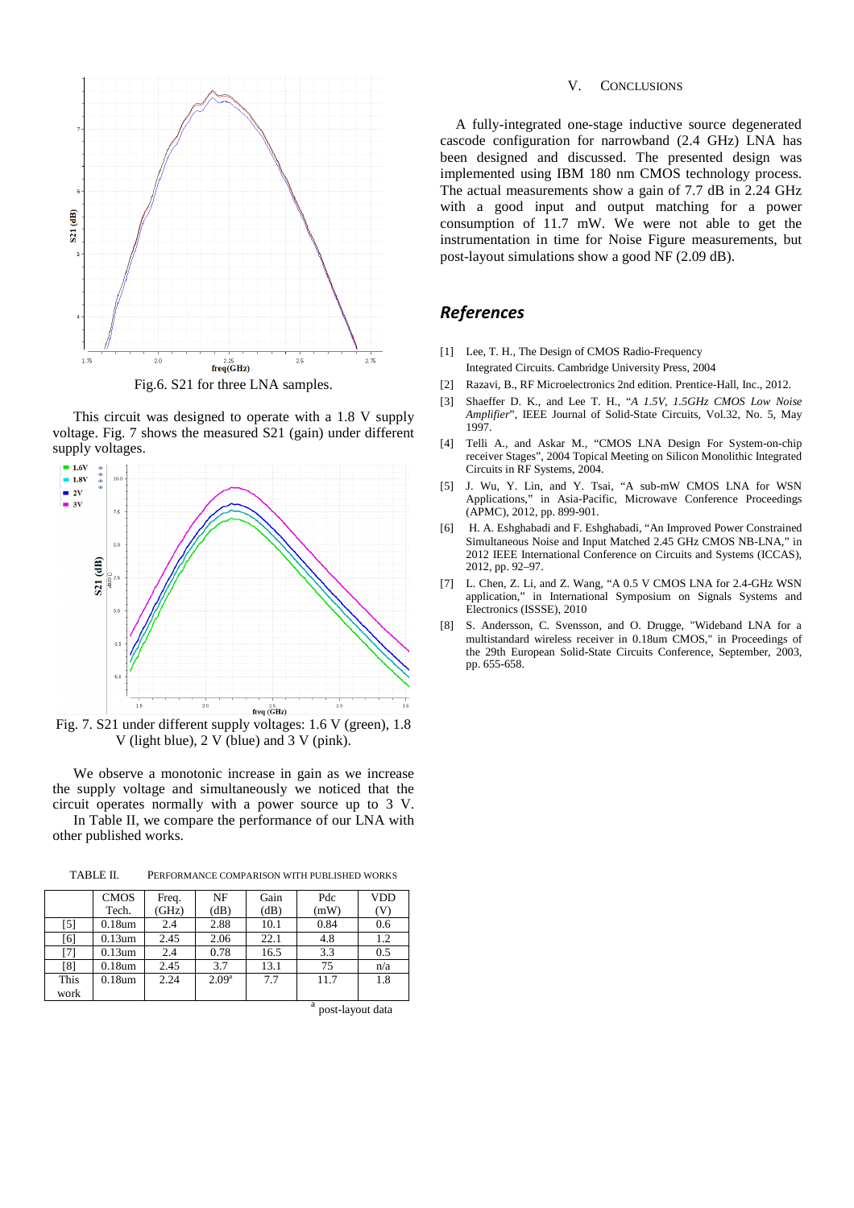S21 (dB)

7

6

5

4

1.75

2.0

2.25

2.5

2.75

freq(GHz)

Fig.6. S21 for three LNA samples.

This circuit was designed to operate with a 1.8 V supply voltage. Fig. 7 shows the measured S21 (gain) under different supply voltages.

1.6V

1.8V

2V

3V

S21 (dB)

10.0

7.5

5.0

2.5

0.0

-2.5

-5.0

1.5

2.0

2.5

3.0

3.5

freq (GHz)

Fig. 7. S21 under different supply voltages: 1.6 V (green), 1.8 V (light blue), 2 V (blue) and 3 V (pink).

We observe a monotonic increase in gain as we increase the supply voltage and simultaneously we noticed that the circuit operates normally with a power source up to 3 V.

In Table II, we compare the performance of our LNA with other published works.

TABLE II. PERFORMANCE COMPARISON WITH PUBLISHED WORKS

| | CMOS Tech. | Freq. (GHz) | NF (dB) | Gain (dB) | Pdc (mW) | VDD (V) |
|---|---|---|---|---|---|---|
| [5] | 0.18um | 2.4 | 2.88 | 10.1 | 0.84 | 0.6 |
| [6] | 0.13um | 2.45 | 2.06 | 22.1 | 4.8 | 1.2 |
| [7] | 0.13um | 2.4 | 0.78 | 16.5 | 3.3 | 0.5 |
| [8] | 0.18um | 2.45 | 3.7 | 13.1 | 75 | n/a |
| This work | 0.18um | 2.24 | 2.09[a] | 7.7 | 11.7 | 1.8 |

[a] post-layout data

## V. CONCLUSIONS

A fully-integrated one-stage inductive source degenerated cascode configuration for narrowband (2.4 GHz) LNA has been designed and discussed. The presented design was implemented using IBM 180 nm CMOS technology process. The actual measurements show a gain of 7.7 dB in 2.24 GHz with a good input and output matching for a power consumption of 11.7 mW. We were not able to get the instrumentation in time for Noise Figure measurements, but post-layout simulations show a good NF (2.09 dB).

## *References*

[1] Lee, T. H., The Design of CMOS Radio-Frequency Integrated Circuits. Cambridge University Press, 2004

[2] Razavi, B., RF Microelectronics 2nd edition. Prentice-Hall, Inc., 2012.

[3] Shaeffer D. K., and Lee T. H., "*A 1.5V, 1.5GHz CMOS Low Noise Amplifier*", IEEE Journal of Solid-State Circuits, Vol.32, No. 5, May 1997.

[4] Telli A., and Askar M., "CMOS LNA Design For System-on-chip receiver Stages", 2004 Topical Meeting on Silicon Monolithic Integrated Circuits in RF Systems, 2004.

[5] J. Wu, Y. Lin, and Y. Tsai, "A sub-mW CMOS LNA for WSN Applications," in Asia-Pacific, Microwave Conference Proceedings (APMC), 2012, pp. 899-901.

[6] H. A. Eshghabadi and F. Eshghabadi, "An Improved Power Constrained Simultaneous Noise and Input Matched 2.45 GHz CMOS NB-LNA," in 2012 IEEE International Conference on Circuits and Systems (ICCAS), 2012, pp. 92–97.

[7] L. Chen, Z. Li, and Z. Wang, "A 0.5 V CMOS LNA for 2.4-GHz WSN application," in International Symposium on Signals Systems and Electronics (ISSSE), 2010

[8] S. Andersson, C. Svensson, and O. Drugge, "Wideband LNA for a multistandard wireless receiver in 0.18um CMOS," in Proceedings of the 29th European Solid-State Circuits Conference, September, 2003, pp. 655-658.